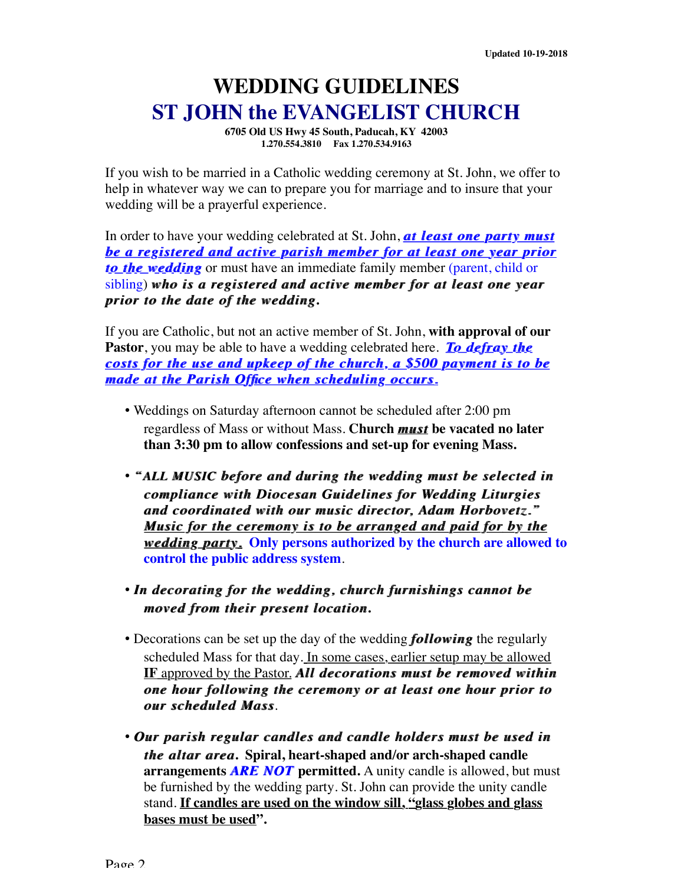Updated 10-19-2018

# WEDDING GUIDELINES
# ST JOHN the EVANGELIST CHURCH

**6705 Old US Hwy 45 South, Paducah, KY 42003**
**1.270.554.3810 Fax 1.270.534.9163**

If you wish to be married in a Catholic wedding ceremony at St. John, we offer to help in whatever way we can to prepare you for marriage and to insure that your wedding will be a prayerful experience.

In order to have your wedding celebrated at St. John, ***at least one party must be a registered and active parish member for at least one year prior to the wedding*** or must have an immediate family member (parent, child or sibling) ***who is a registered and active member for at least one year prior to the date of the wedding.***

If you are Catholic, but not an active member of St. John, **with approval of our Pastor**, you may be able to have a wedding celebrated here. ***To defray the costs for the use and upkeep of the church, a $500 payment is to be made at the Parish Office when scheduling occurs.***

- Weddings on Saturday afternoon cannot be scheduled after 2:00 pm regardless of Mass or without Mass. **Church *must* be vacated no later than 3:30 pm to allow confessions and set-up for evening Mass.**

- ***"ALL MUSIC before and during the wedding must be selected in compliance with Diocesan Guidelines for Wedding Liturgies and coordinated with our music director, Adam Horbovetz." Music for the ceremony is to be arranged and paid for by the wedding party.*** **Only persons authorized by the church are allowed to control the public address system**.

- ***In decorating for the wedding, church furnishings cannot be moved from their present location.***

- Decorations can be set up the day of the wedding ***following*** the regularly scheduled Mass for that day. In some cases, earlier setup may be allowed **IF** approved by the Pastor. ***All decorations must be removed within one hour following the ceremony or at least one hour prior to our scheduled Mass***.

- ***Our parish regular candles and candle holders must be used in the altar area.*** **Spiral, heart-shaped and/or arch-shaped candle arrangements *ARE NOT* permitted.** A unity candle is allowed, but must be furnished by the wedding party. St. John can provide the unity candle stand. **If candles are used on the window sill, "glass globes and glass bases must be used".**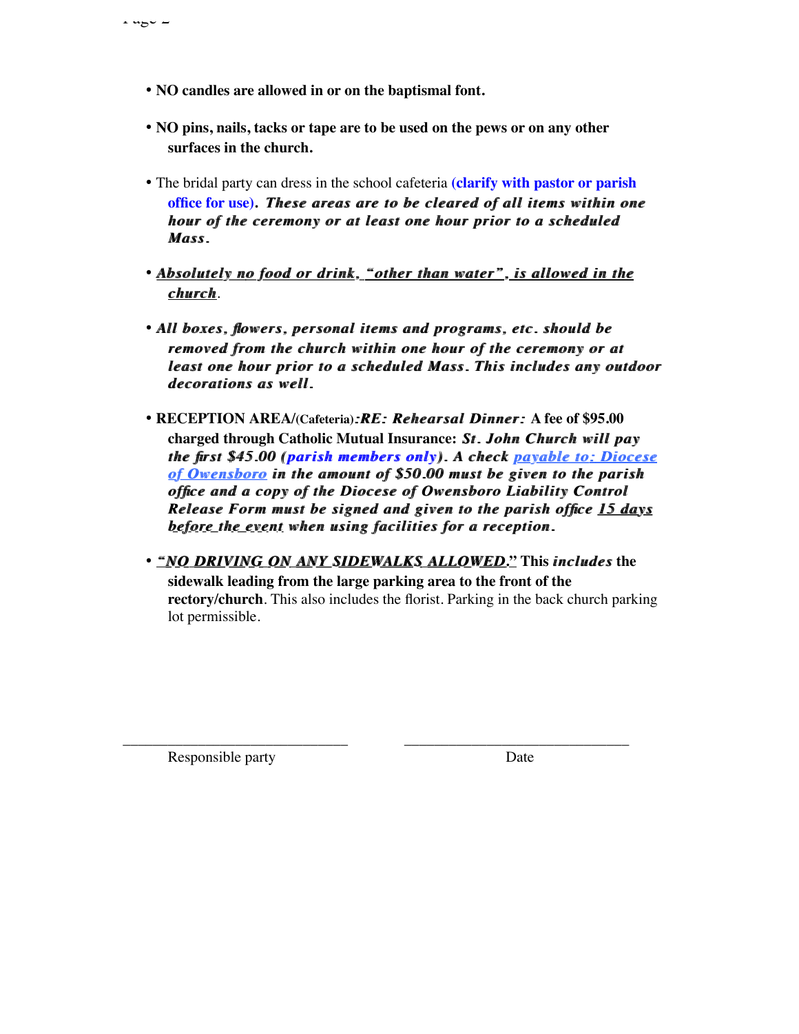- **NO candles are allowed in or on the baptismal font.**

- **NO pins, nails, tacks or tape are to be used on the pews or on any other surfaces in the church.**

- The bridal party can dress in the school cafeteria **(clarify with pastor or parish office for use)**. ***These areas are to be cleared of all items within one hour of the ceremony or at least one hour prior to a scheduled Mass.***

- ***Absolutely no food or drink, "other than water", is allowed in the church***.

- ***All boxes, flowers, personal items and programs, etc. should be removed from the church within one hour of the ceremony or at least one hour prior to a scheduled Mass. This includes any outdoor decorations as well.***

- **RECEPTION AREA/(Cafeteria)*:RE: Rehearsal Dinner:* A fee of $95.00 charged through Catholic Mutual Insurance: *St. John Church will pay the first $45.00 (parish members only). A check payable to: Diocese of Owensboro in the amount of $50.00 must be given to the parish office and a copy of the Diocese of Owensboro Liability Control Release Form must be signed and given to the parish office 15 days before the event when using facilities for a reception.***

- ***"NO DRIVING ON ANY SIDEWALKS ALLOWED."*** **This *includes* the sidewalk leading from the large parking area to the front of the rectory/church**. This also includes the florist. Parking in the back church parking lot permissible.

\_\_\_\_\_\_\_\_\_\_\_\_\_\_\_\_\_\_\_\_\_\_\_\_\_\_\_\_\_\_ \_\_\_\_\_\_\_\_\_\_\_\_\_\_\_\_\_\_\_\_\_\_\_\_\_\_\_\_\_\_

Responsible party Date